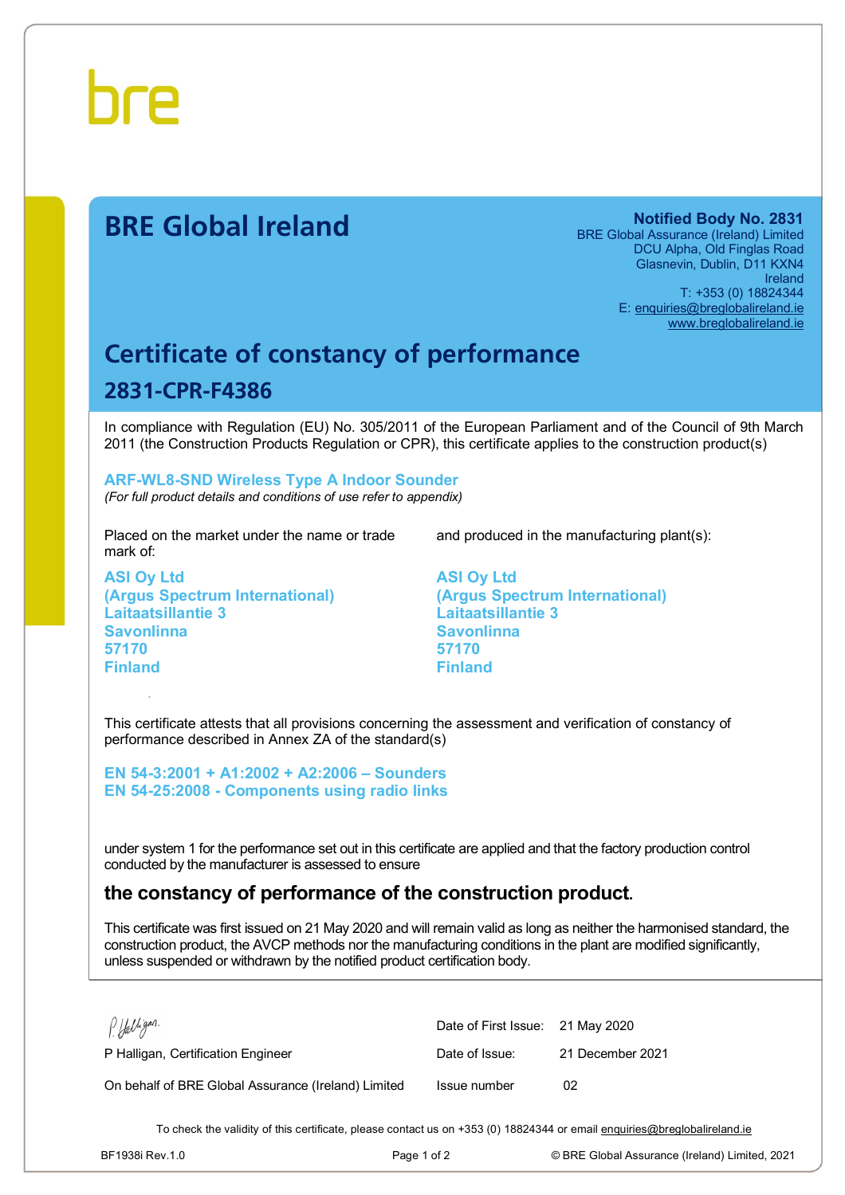bre

# BRE Global Ireland

**Notified Body No. 2831**
BRE Global Assurance (Ireland) Limited
DCU Alpha, Old Finglas Road
Glasnevin, Dublin, D11 KXN4
Ireland
T: +353 (0) 18824344
E: enquiries@breglobalireland.ie
www.breglobalireland.ie

## Certificate of constancy of performance

## 2831-CPR-F4386

In compliance with Regulation (EU) No. 305/2011 of the European Parliament and of the Council of 9th March 2011 (the Construction Products Regulation or CPR), this certificate applies to the construction product(s)

**ARF-WL8-SND Wireless Type A Indoor Sounder**
*(For full product details and conditions of use refer to appendix)*

Placed on the market under the name or trade mark of:

**ASI Oy Ltd**
**(Argus Spectrum International)**
**Laitaatsillantie 3**
**Savonlinna**
**57170**
**Finland**

and produced in the manufacturing plant(s):

**ASI Oy Ltd**
**(Argus Spectrum International)**
**Laitaatsillantie 3**
**Savonlinna**
**57170**
**Finland**

This certificate attests that all provisions concerning the assessment and verification of constancy of performance described in Annex ZA of the standard(s)

**EN 54-3:2001 + A1:2002 + A2:2006 – Sounders**
**EN 54-25:2008 - Components using radio links**

under system 1 for the performance set out in this certificate are applied and that the factory production control conducted by the manufacturer is assessed to ensure

### the constancy of performance of the construction product.

This certificate was first issued on 21 May 2020 and will remain valid as long as neither the harmonised standard, the construction product, the AVCP methods nor the manufacturing conditions in the plant are modified significantly, unless suspended or withdrawn by the notified product certification body.

P Halligan, Certification Engineer

On behalf of BRE Global Assurance (Ireland) Limited

| | |
|---|---|
| Date of First Issue: | 21 May 2020 |
| Date of Issue: | 21 December 2021 |
| Issue number | 02 |

To check the validity of this certificate, please contact us on +353 (0) 18824344 or email enquiries@breglobalireland.ie

BF1938i Rev.1.0 © BRE Global Assurance (Ireland) Limited, 2021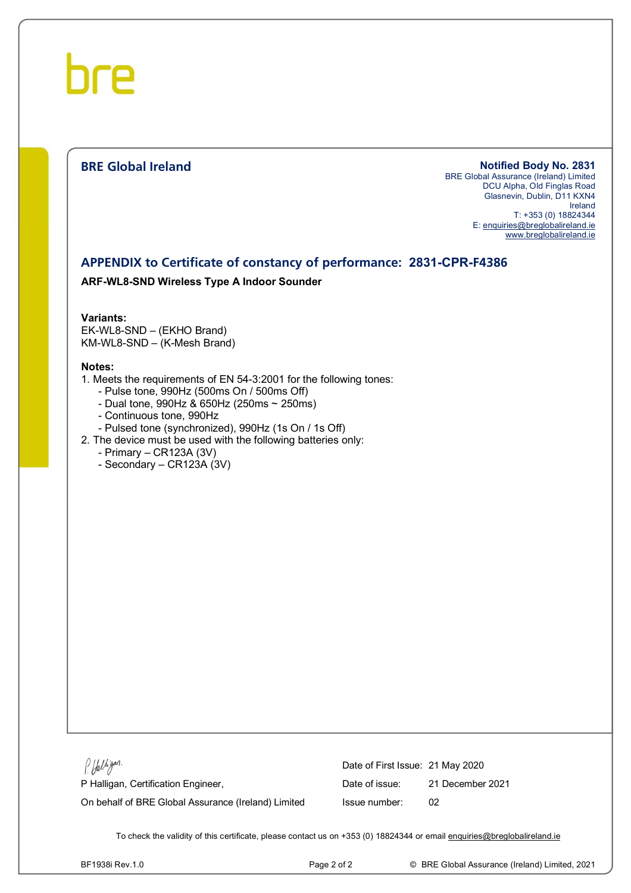bre

**BRE Global Ireland**

**Notified Body No. 2831**
BRE Global Assurance (Ireland) Limited
DCU Alpha, Old Finglas Road
Glasnevin, Dublin, D11 KXN4
Ireland
T: +353 (0) 18824344
E: enquiries@breglobalireland.ie
www.breglobalireland.ie

## APPENDIX to Certificate of constancy of performance: 2831-CPR-F4386

**ARF-WL8-SND Wireless Type A Indoor Sounder**

**Variants:**
EK-WL8-SND – (EKHO Brand)
KM-WL8-SND – (K-Mesh Brand)

**Notes:**

1. Meets the requirements of EN 54-3:2001 for the following tones:
   - Pulse tone, 990Hz (500ms On / 500ms Off)
   - Dual tone, 990Hz & 650Hz (250ms ~ 250ms)
   - Continuous tone, 990Hz
   - Pulsed tone (synchronized), 990Hz (1s On / 1s Off)
2. The device must be used with the following batteries only:
   - Primary – CR123A (3V)
   - Secondary – CR123A (3V)

P Halligan, Certification Engineer,
On behalf of BRE Global Assurance (Ireland) Limited

Date of First Issue: 21 May 2020
Date of issue: 21 December 2021
Issue number: 02

To check the validity of this certificate, please contact us on +353 (0) 18824344 or email enquiries@breglobalireland.ie

BF1938i Rev.1.0 © BRE Global Assurance (Ireland) Limited, 2021